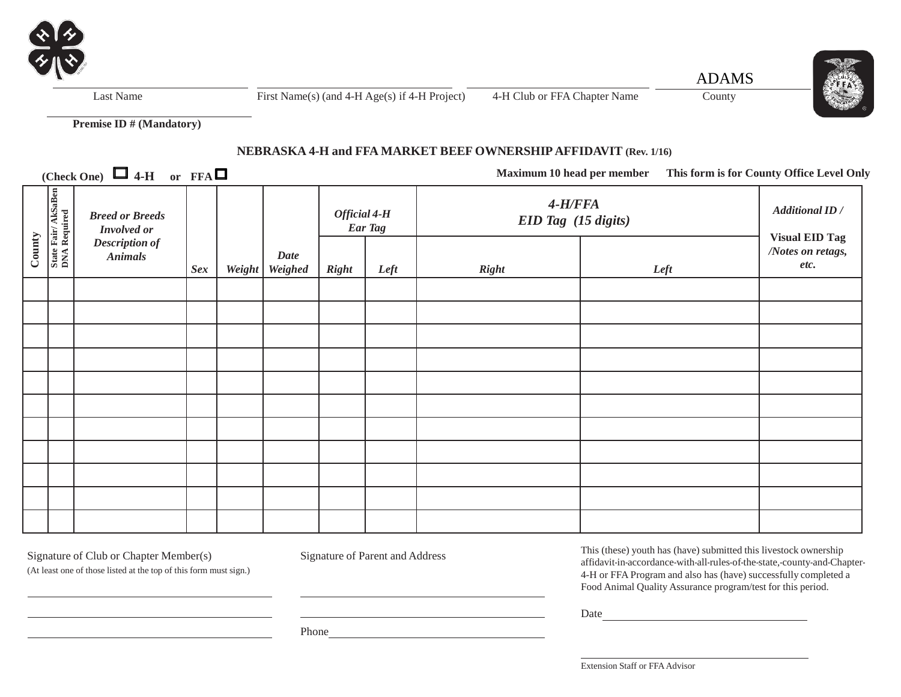| | | | ADAMS |
|---|---|---|---|
| Last Name | First Name(s) (and 4-H Age(s) if 4-H Project) | 4-H Club or FFA Chapter Name | County |

**Premise ID # (Mandatory)**

## NEBRASKA 4-H and FFA MARKET BEEF OWNERSHIP AFFIDAVIT (Rev. 1/16)

**(Check One)** ☐ **4-H** or **FFA** ☐

**Maximum 10 head per member** **This form is for County Office Level Only**

| County | State Fair/ AkSaBen DNA Required | *Breed or Breeds Involved or Description of Animals* | *Sex* | *Weight* | *Date Weighed* | *Official 4-H Ear Tag* | | *4-H/FFA EID Tag (15 digits)* | | *Additional ID /* **Visual EID Tag** */Notes on retags, etc.* |
|---|---|---|---|---|---|---|---|---|---|---|
| | | | | | | *Right* | *Left* | *Right* | *Left* | |
| | | | | | | | | | | |
| | | | | | | | | | | |
| | | | | | | | | | | |
| | | | | | | | | | | |
| | | | | | | | | | | |
| | | | | | | | | | | |
| | | | | | | | | | | |
| | | | | | | | | | | |
| | | | | | | | | | | |
| | | | | | | | | | | |
| | | | | | | | | | | |

Signature of Club or Chapter Member(s)
(At least one of those listed at the top of this form must sign.)

Signature of Parent and Address

Phone

This (these) youth has (have) submitted this livestock ownership affidavit-in-accordance-with-all-rules-of-the-state,-county-and-Chapter-4-H or FFA Program and also has (have) successfully completed a Food Animal Quality Assurance program/test for this period.

Date

Extension Staff or FFA Advisor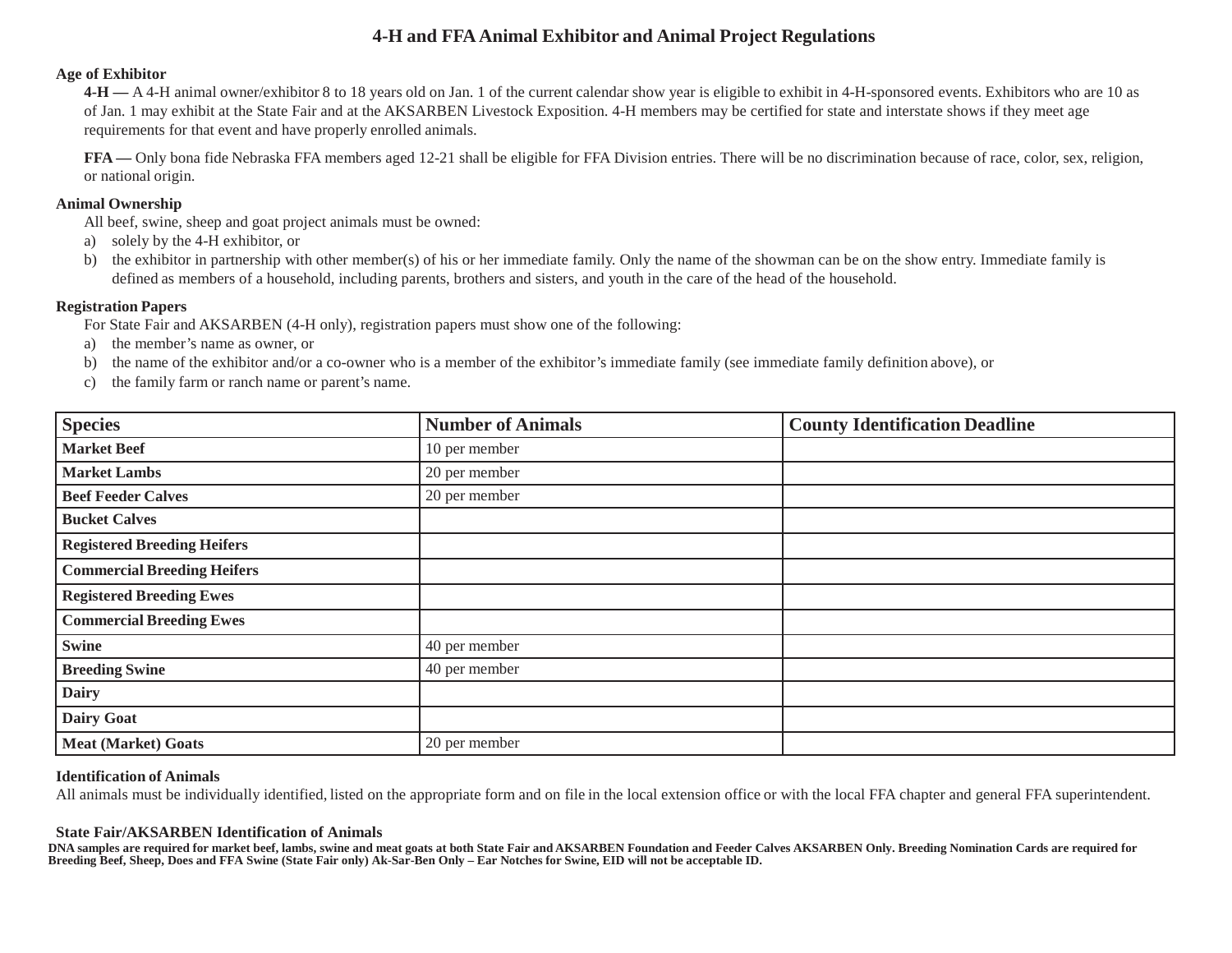# 4-H and FFA Animal Exhibitor and Animal Project Regulations

### Age of Exhibitor

**4-H —** A 4-H animal owner/exhibitor 8 to 18 years old on Jan. 1 of the current calendar show year is eligible to exhibit in 4-H-sponsored events. Exhibitors who are 10 as of Jan. 1 may exhibit at the State Fair and at the AKSARBEN Livestock Exposition. 4-H members may be certified for state and interstate shows if they meet age requirements for that event and have properly enrolled animals.

**FFA —** Only bona fide Nebraska FFA members aged 12-21 shall be eligible for FFA Division entries. There will be no discrimination because of race, color, sex, religion, or national origin.

### Animal Ownership

All beef, swine, sheep and goat project animals must be owned:

a) solely by the 4-H exhibitor, or
b) the exhibitor in partnership with other member(s) of his or her immediate family. Only the name of the showman can be on the show entry. Immediate family is defined as members of a household, including parents, brothers and sisters, and youth in the care of the head of the household.

### Registration Papers

For State Fair and AKSARBEN (4-H only), registration papers must show one of the following:

a) the member's name as owner, or
b) the name of the exhibitor and/or a co-owner who is a member of the exhibitor's immediate family (see immediate family definition above), or
c) the family farm or ranch name or parent's name.

| Species | Number of Animals | County Identification Deadline |
|---|---|---|
| **Market Beef** | 10 per member | |
| **Market Lambs** | 20 per member | |
| **Beef Feeder Calves** | 20 per member | |
| **Bucket Calves** | | |
| **Registered Breeding Heifers** | | |
| **Commercial Breeding Heifers** | | |
| **Registered Breeding Ewes** | | |
| **Commercial Breeding Ewes** | | |
| **Swine** | 40 per member | |
| **Breeding Swine** | 40 per member | |
| **Dairy** | | |
| **Dairy Goat** | | |
| **Meat (Market) Goats** | 20 per member | |

### Identification of Animals

All animals must be individually identified, listed on the appropriate form and on file in the local extension office or with the local FFA chapter and general FFA superintendent.

### State Fair/AKSARBEN Identification of Animals

**DNA samples are required for market beef, lambs, swine and meat goats at both State Fair and AKSARBEN Foundation and Feeder Calves AKSARBEN Only. Breeding Nomination Cards are required for Breeding Beef, Sheep, Does and FFA Swine (State Fair only) Ak-Sar-Ben Only – Ear Notches for Swine, EID will not be acceptable ID.**